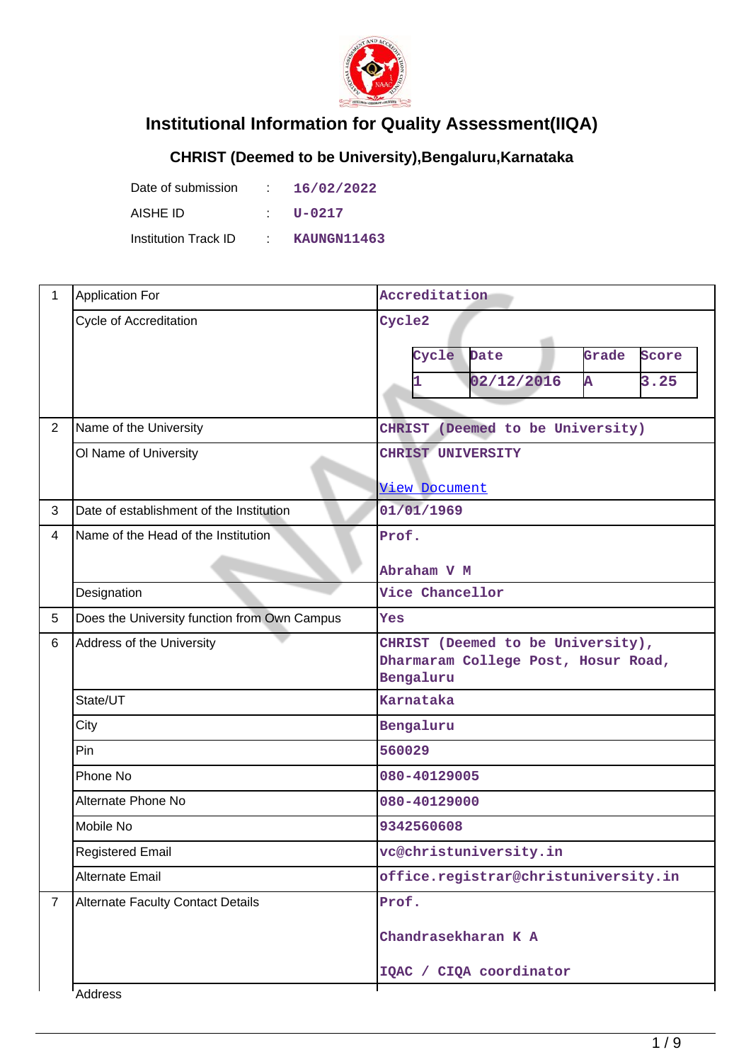# Institutional Information for Quality Assessment(IIQA)

## CHRIST (Deemed to be University),Bengaluru,Karnataka

| | | |
|---|---|---|
| Date of submission | : | 16/02/2022 |
| AISHE ID | : | U-0217 |
| Institution Track ID | : | KAUNGN11463 |

| | | |
|---|---|---|
| 1 | Application For | Accreditation |
| | Cycle of Accreditation | Cycle2<br><br>Cycle: 1, Date: 02/12/2016, Grade: A, Score: 3.25 |
| 2 | Name of the University | CHRIST (Deemed to be University) |
| | Ol Name of University | CHRIST UNIVERSITY<br><br>View Document |
| 3 | Date of establishment of the Institution | 01/01/1969 |
| 4 | Name of the Head of the Institution | Prof.<br><br>Abraham V M |
| | Designation | Vice Chancellor |
| 5 | Does the University function from Own Campus | Yes |
| 6 | Address of the University | CHRIST (Deemed to be University), Dharmaram College Post, Hosur Road, Bengaluru |
| | State/UT | Karnataka |
| | City | Bengaluru |
| | Pin | 560029 |
| | Phone No | 080-40129005 |
| | Alternate Phone No | 080-40129000 |
| | Mobile No | 9342560608 |
| | Registered Email | vc@christuniversity.in |
| | Alternate Email | office.registrar@christuniversity.in |
| 7 | Alternate Faculty Contact Details | Prof.<br><br>Chandrasekharan K A<br><br>IQAC / CIQA coordinator |
| | Address | |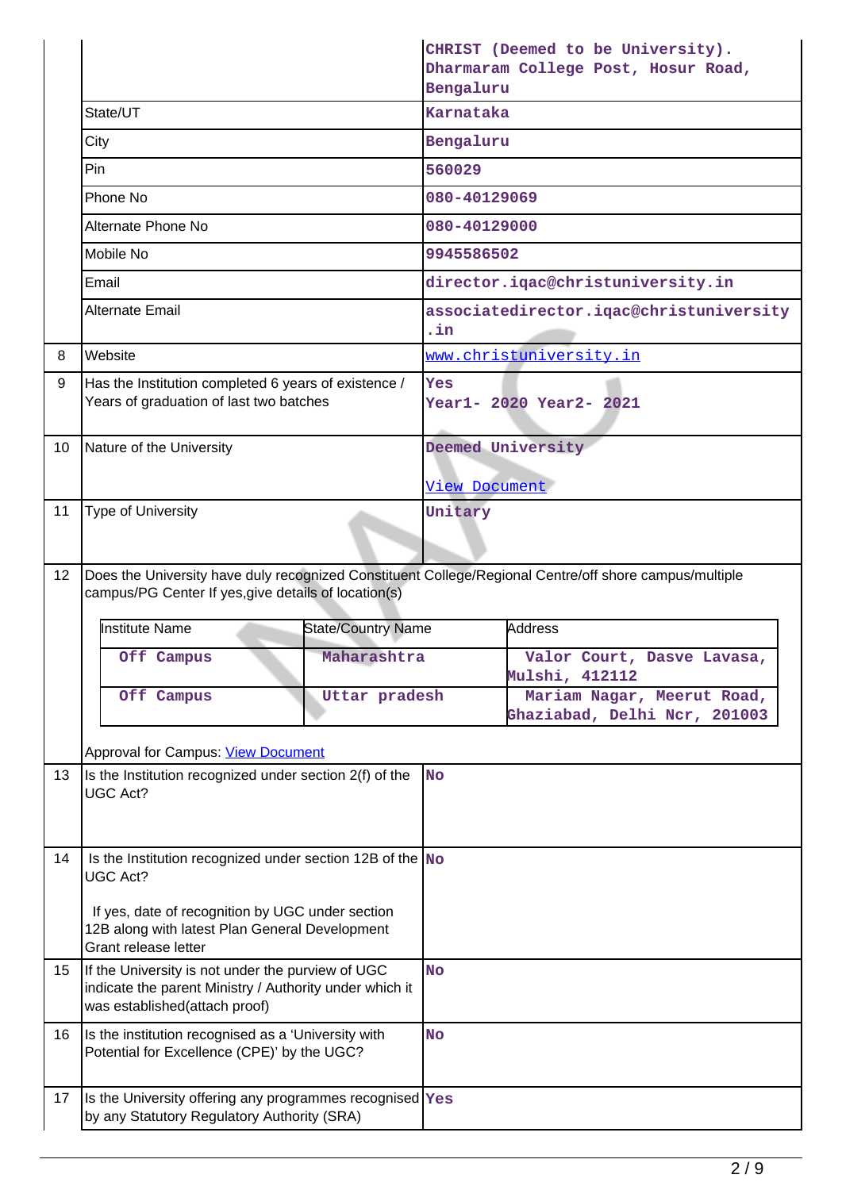| | | |
|---|---|---|
| | | CHRIST (Deemed to be University). Dharmaram College Post, Hosur Road, Bengaluru |
| | State/UT | Karnataka |
| | City | Bengaluru |
| | Pin | 560029 |
| | Phone No | 080-40129069 |
| | Alternate Phone No | 080-40129000 |
| | Mobile No | 9945586502 |
| | Email | director.iqac@christuniversity.in |
| | Alternate Email | associatedirector.iqac@christuniversity.in |
| 8 | Website | www.christuniversity.in |
| 9 | Has the Institution completed 6 years of existence / Years of graduation of last two batches | Yes<br>Year1- 2020 Year2- 2021 |
| 10 | Nature of the University | Deemed University<br>View Document |
| 11 | Type of University | Unitary |

12 Does the University have duly recognized Constituent College/Regional Centre/off shore campus/multiple campus/PG Center If yes,give details of location(s)

| Institute Name | State/Country Name | Address |
|---|---|---|
| Off Campus | Maharashtra | Valor Court, Dasve Lavasa, Mulshi, 412112 |
| Off Campus | Uttar pradesh | Mariam Nagar, Meerut Road, Ghaziabad, Delhi Ncr, 201003 |

Approval for Campus: View Document

| | | |
|---|---|---|
| 13 | Is the Institution recognized under section 2(f) of the UGC Act? | No |
| 14 | Is the Institution recognized under section 12B of the UGC Act?<br><br>If yes, date of recognition by UGC under section 12B along with latest Plan General Development Grant release letter | No |
| 15 | If the University is not under the purview of UGC indicate the parent Ministry / Authority under which it was established(attach proof) | No |
| 16 | Is the institution recognised as a 'University with Potential for Excellence (CPE)' by the UGC? | No |
| 17 | Is the University offering any programmes recognised by any Statutory Regulatory Authority (SRA) | Yes |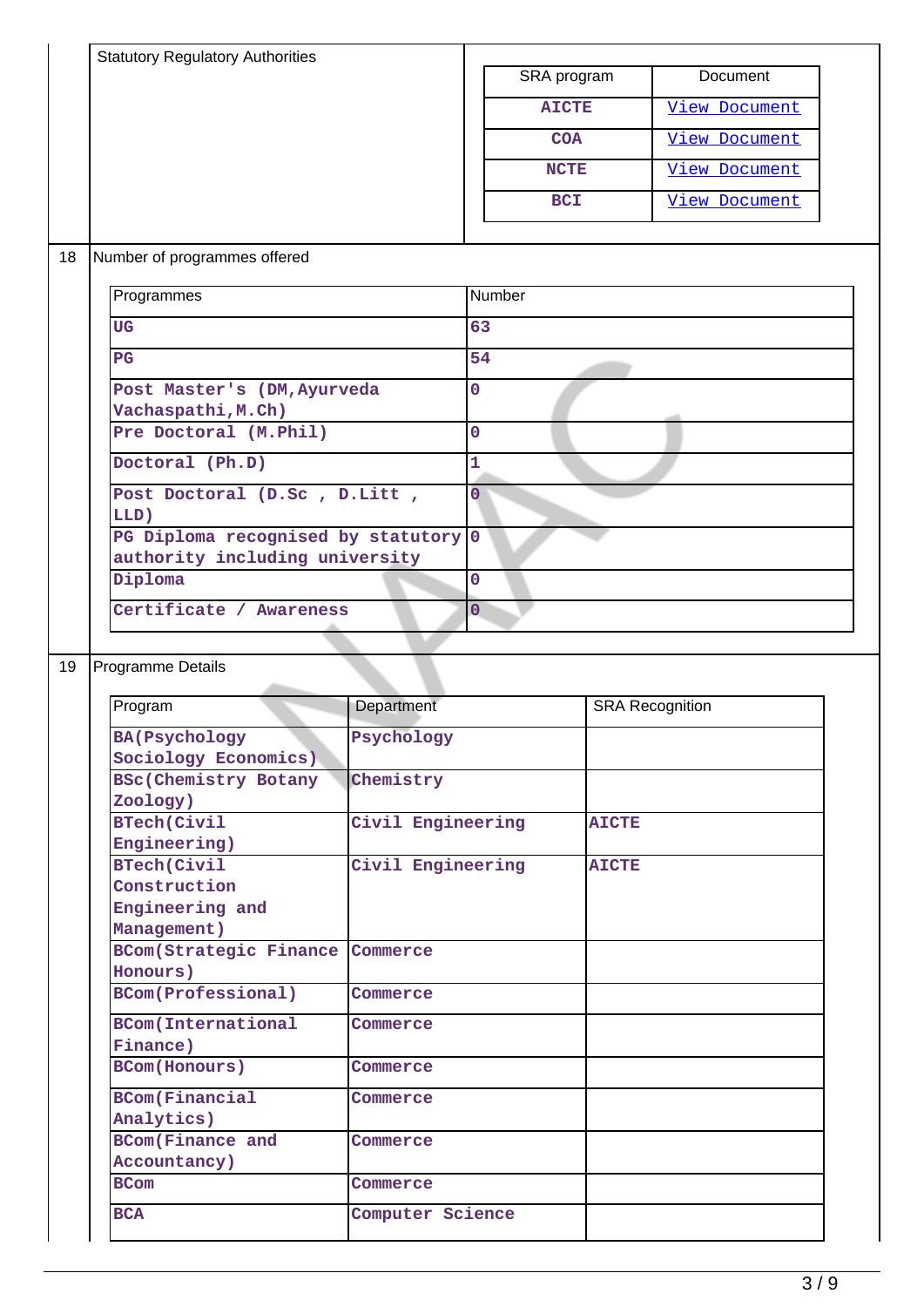| | Statistical Regulatory Authorities | |
|---|---|---|

| SRA program | Document |
|---|---|
| AICTE | View Document |
| COA | View Document |
| NCTE | View Document |
| BCI | View Document |

**18** Number of programmes offered

| Programmes | Number |
|---|---|
| UG | 63 |
| PG | 54 |
| Post Master's (DM,Ayurveda Vachaspathi,M.Ch) | 0 |
| Pre Doctoral (M.Phil) | 0 |
| Doctoral (Ph.D) | 1 |
| Post Doctoral (D.Sc , D.Litt , LLD) | 0 |
| PG Diploma recognised by statutory authority including university | 0 |
| Diploma | 0 |
| Certificate / Awareness | 0 |

**19** Programme Details

| Program | Department | SRA Recognition |
|---|---|---|
| BA(Psychology Sociology Economics) | Psychology | |
| BSc(Chemistry Botany Zoology) | Chemistry | |
| BTech(Civil Engineering) | Civil Engineering | AICTE |
| BTech(Civil Construction Engineering and Management) | Civil Engineering | AICTE |
| BCom(Strategic Finance Honours) | Commerce | |
| BCom(Professional) | Commerce | |
| BCom(International Finance) | Commerce | |
| BCom(Honours) | Commerce | |
| BCom(Financial Analytics) | Commerce | |
| BCom(Finance and Accountancy) | Commerce | |
| BCom | Commerce | |
| BCA | Computer Science | |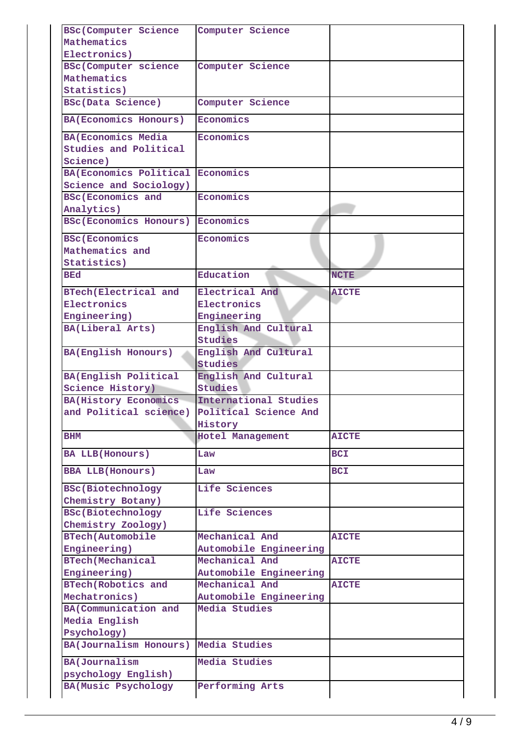| | | |
|---|---|---|
| BSc(Computer Science Mathematics Electronics) | Computer Science | |
| BSc(Computer science Mathematics Statistics) | Computer Science | |
| BSc(Data Science) | Computer Science | |
| BA(Economics Honours) | Economics | |
| BA(Economics Media Studies and Political Science) | Economics | |
| BA(Economics Political Science and Sociology) | Economics | |
| BSc(Economics and Analytics) | Economics | |
| BSc(Economics Honours) | Economics | |
| BSc(Economics Mathematics and Statistics) | Economics | |
| BEd | Education | NCTE |
| BTech(Electrical and Electronics Engineering) | Electrical And Electronics Engineering | AICTE |
| BA(Liberal Arts) | English And Cultural Studies | |
| BA(English Honours) | English And Cultural Studies | |
| BA(English Political Science History) | English And Cultural Studies | |
| BA(History Economics and Political science) | International Studies Political Science And History | |
| BHM | Hotel Management | AICTE |
| BA LLB(Honours) | Law | BCI |
| BBA LLB(Honours) | Law | BCI |
| BSc(Biotechnology Chemistry Botany) | Life Sciences | |
| BSc(Biotechnology Chemistry Zoology) | Life Sciences | |
| BTech(Automobile Engineering) | Mechanical And Automobile Engineering | AICTE |
| BTech(Mechanical Engineering) | Mechanical And Automobile Engineering | AICTE |
| BTech(Robotics and Mechatronics) | Mechanical And Automobile Engineering | AICTE |
| BA(Communication and Media English Psychology) | Media Studies | |
| BA(Journalism Honours) | Media Studies | |
| BA(Journalism psychology English) | Media Studies | |
| BA(Music Psychology | Performing Arts | |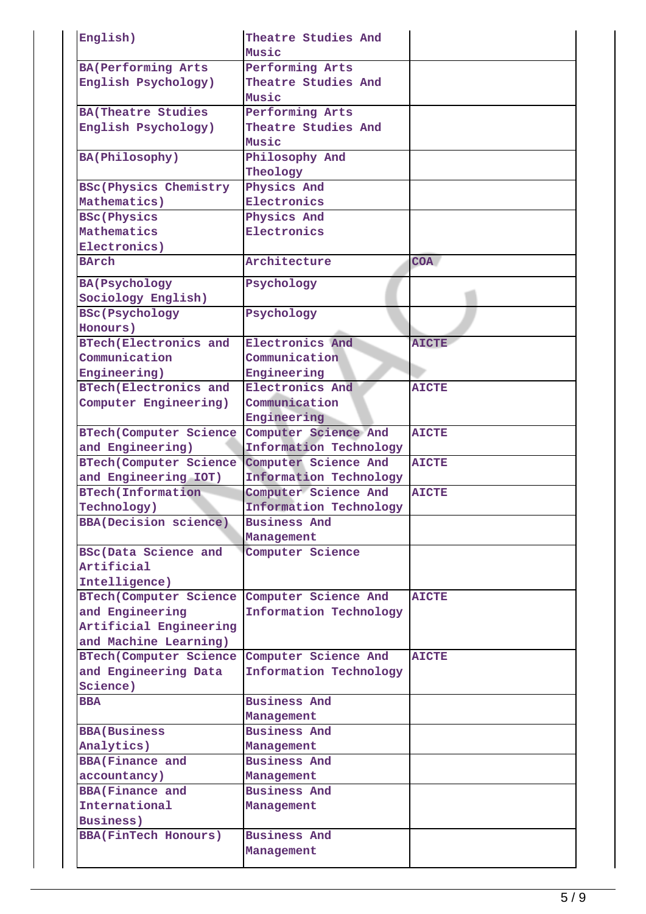| | | |
|---|---|---|
| English) | Theatre Studies And Music | |
| BA(Performing Arts English Psychology) | Performing Arts Theatre Studies And Music | |
| BA(Theatre Studies English Psychology) | Performing Arts Theatre Studies And Music | |
| BA(Philosophy) | Philosophy And Theology | |
| BSc(Physics Chemistry Mathematics) | Physics And Electronics | |
| BSc(Physics Mathematics Electronics) | Physics And Electronics | |
| BArch | Architecture | COA |
| BA(Psychology Sociology English) | Psychology | |
| BSc(Psychology Honours) | Psychology | |
| BTech(Electronics and Communication Engineering) | Electronics And Communication Engineering | AICTE |
| BTech(Electronics and Computer Engineering) | Electronics And Communication Engineering | AICTE |
| BTech(Computer Science and Engineering) | Computer Science And Information Technology | AICTE |
| BTech(Computer Science and Engineering IOT) | Computer Science And Information Technology | AICTE |
| BTech(Information Technology) | Computer Science And Information Technology | AICTE |
| BBA(Decision science) | Business And Management | |
| BSc(Data Science and Artificial Intelligence) | Computer Science | |
| BTech(Computer Science and Engineering Artificial Engineering and Machine Learning) | Computer Science And Information Technology | AICTE |
| BTech(Computer Science and Engineering Data Science) | Computer Science And Information Technology | AICTE |
| BBA | Business And Management | |
| BBA(Business Analytics) | Business And Management | |
| BBA(Finance and accountancy) | Business And Management | |
| BBA(Finance and International Business) | Business And Management | |
| BBA(FinTech Honours) | Business And Management | |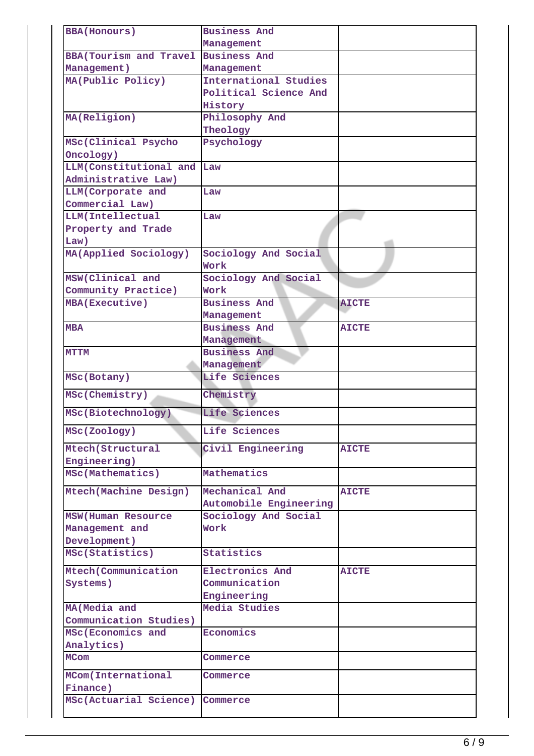| BBA(Honours) | Business And Management | |
|---|---|---|
| BBA(Tourism and Travel Management) | Business And Management | |
| MA(Public Policy) | International Studies Political Science And History | |
| MA(Religion) | Philosophy And Theology | |
| MSc(Clinical Psycho Oncology) | Psychology | |
| LLM(Constitutional and Administrative Law) | Law | |
| LLM(Corporate and Commercial Law) | Law | |
| LLM(Intellectual Property and Trade Law) | Law | |
| MA(Applied Sociology) | Sociology And Social Work | |
| MSW(Clinical and Community Practice) | Sociology And Social Work | |
| MBA(Executive) | Business And Management | AICTE |
| MBA | Business And Management | AICTE |
| MTTM | Business And Management | |
| MSc(Botany) | Life Sciences | |
| MSc(Chemistry) | Chemistry | |
| MSc(Biotechnology) | Life Sciences | |
| MSc(Zoology) | Life Sciences | |
| Mtech(Structural Engineering) | Civil Engineering | AICTE |
| MSc(Mathematics) | Mathematics | |
| Mtech(Machine Design) | Mechanical And Automobile Engineering | AICTE |
| MSW(Human Resource Management and Development) | Sociology And Social Work | |
| MSc(Statistics) | Statistics | |
| Mtech(Communication Systems) | Electronics And Communication Engineering | AICTE |
| MA(Media and Communication Studies) | Media Studies | |
| MSc(Economics and Analytics) | Economics | |
| MCom | Commerce | |
| MCom(International Finance) | Commerce | |
| MSc(Actuarial Science) | Commerce | |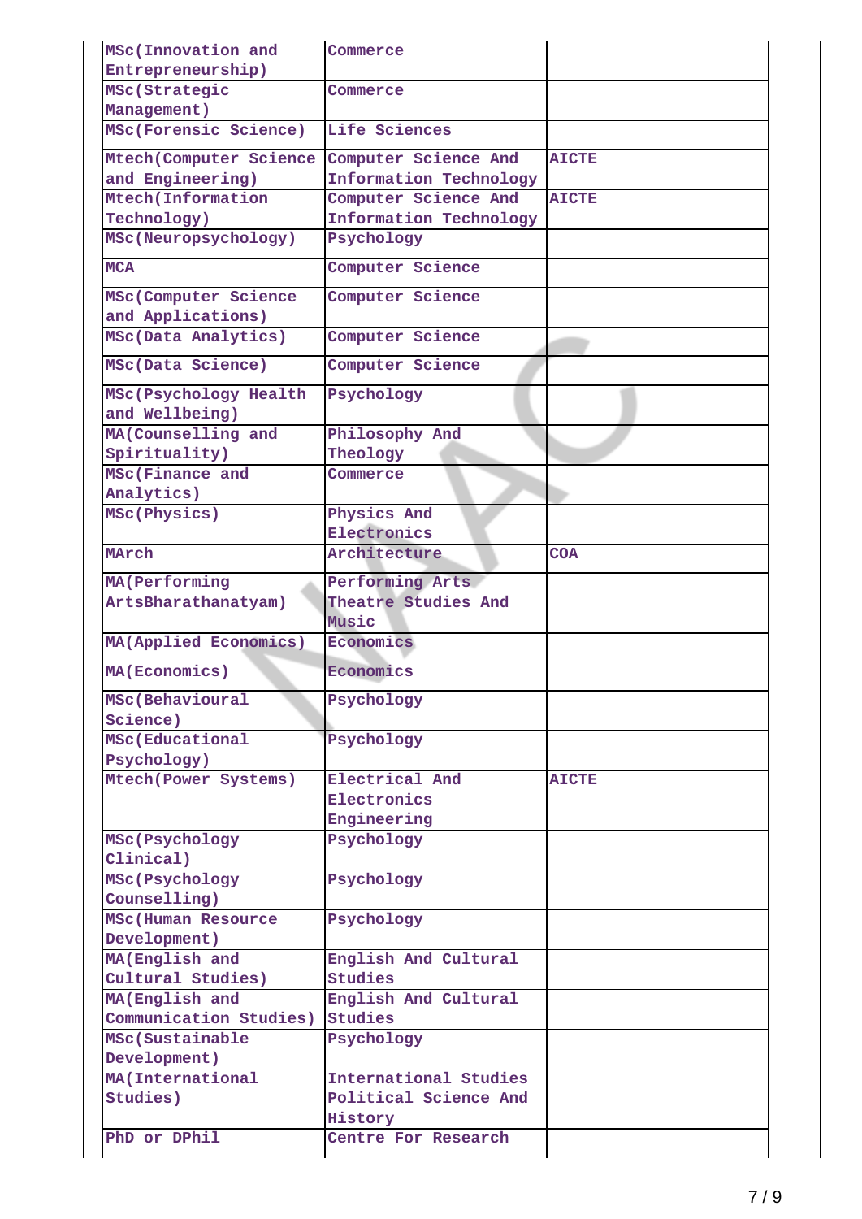| | | |
|---|---|---|
| MSc(Innovation and Entrepreneurship) | Commerce | |
| MSc(Strategic Management) | Commerce | |
| MSc(Forensic Science) | Life Sciences | |
| Mtech(Computer Science and Engineering) | Computer Science And Information Technology | AICTE |
| Mtech(Information Technology) | Computer Science And Information Technology | AICTE |
| MSc(Neuropsychology) | Psychology | |
| MCA | Computer Science | |
| MSc(Computer Science and Applications) | Computer Science | |
| MSc(Data Analytics) | Computer Science | |
| MSc(Data Science) | Computer Science | |
| MSc(Psychology Health and Wellbeing) | Psychology | |
| MA(Counselling and Spirituality) | Philosophy And Theology | |
| MSc(Finance and Analytics) | Commerce | |
| MSc(Physics) | Physics And Electronics | |
| MArch | Architecture | COA |
| MA(Performing ArtsBharathanatyam) | Performing Arts Theatre Studies And Music | |
| MA(Applied Economics) | Economics | |
| MA(Economics) | Economics | |
| MSc(Behavioural Science) | Psychology | |
| MSc(Educational Psychology) | Psychology | |
| Mtech(Power Systems) | Electrical And Electronics Engineering | AICTE |
| MSc(Psychology Clinical) | Psychology | |
| MSc(Psychology Counselling) | Psychology | |
| MSc(Human Resource Development) | Psychology | |
| MA(English and Cultural Studies) | English And Cultural Studies | |
| MA(English and Communication Studies) | English And Cultural Studies | |
| MSc(Sustainable Development) | Psychology | |
| MA(International Studies) | International Studies Political Science And History | |
| PhD or DPhil | Centre For Research | |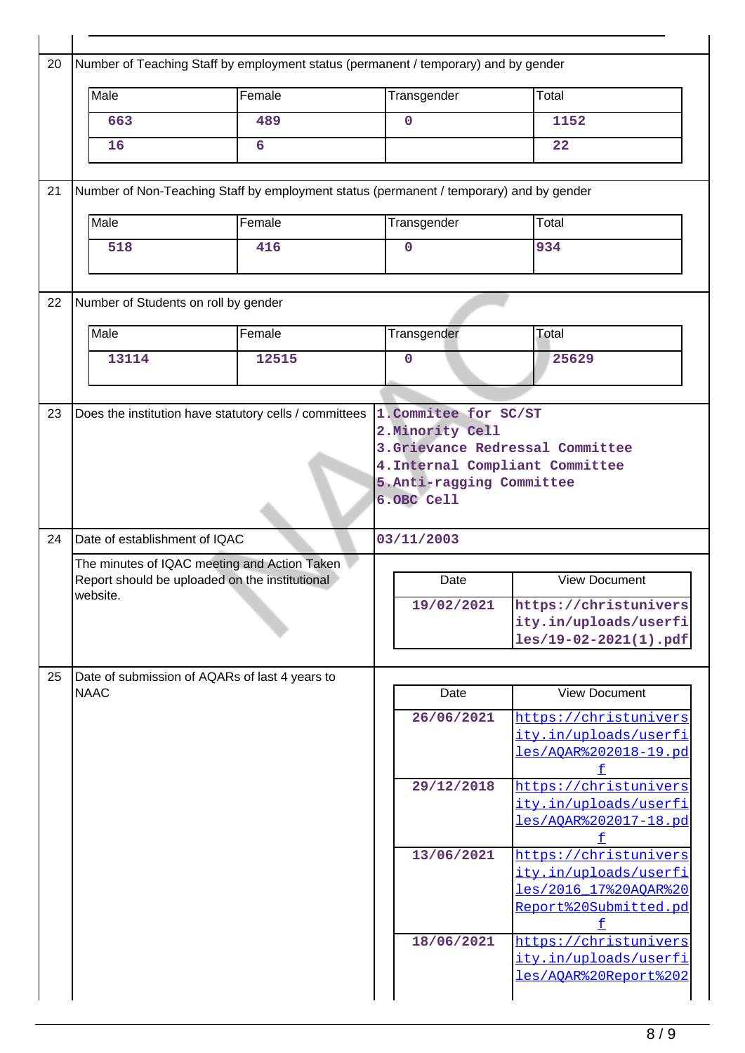| | | |
|---|---|---|
| 20 | Number of Teaching Staff by employment status (permanent / temporary) and by gender | |

| Male | Female | Transgender | Total |
|---|---|---|---|
| 663 | 489 | 0 | 1152 |
| 16 | 6 | | 22 |

| | | |
|---|---|---|
| 21 | Number of Non-Teaching Staff by employment status (permanent / temporary) and by gender | |

| Male | Female | Transgender | Total |
|---|---|---|---|
| 518 | 416 | 0 | 934 |

| | | |
|---|---|---|
| 22 | Number of Students on roll by gender | |

| Male | Female | Transgender | Total |
|---|---|---|---|
| 13114 | 12515 | 0 | 25629 |

| | | |
|---|---|---|
| 23 | Does the institution have statutory cells / committees | 1.Commitee for SC/ST<br>2.Minority Cell<br>3.Grievance Redressal Committee<br>4.Internal Compliant Committee<br>5.Anti-ragging Committee<br>6.OBC Cell |
| 24 | Date of establishment of IQAC | 03/11/2003 |
| | The minutes of IQAC meeting and Action Taken Report should be uploaded on the institutional website. | |

| Date | View Document |
|---|---|
| 19/02/2021 | https://christuniversity.in/uploads/userfiles/19-02-2021(1).pdf |

| | | |
|---|---|---|
| 25 | Date of submission of AQARs of last 4 years to NAAC | |

| Date | View Document |
|---|---|
| 26/06/2021 | https://christuniversity.in/uploads/userfiles/AQAR%202018-19.pdf |
| 29/12/2018 | https://christuniversity.in/uploads/userfiles/AQAR%202017-18.pdf |
| 13/06/2021 | https://christuniversity.in/uploads/userfiles/2016_17%20AQAR%20Report%20Submitted.pdf |
| 18/06/2021 | https://christuniversity.in/uploads/userfiles/AQAR%20Report%202 |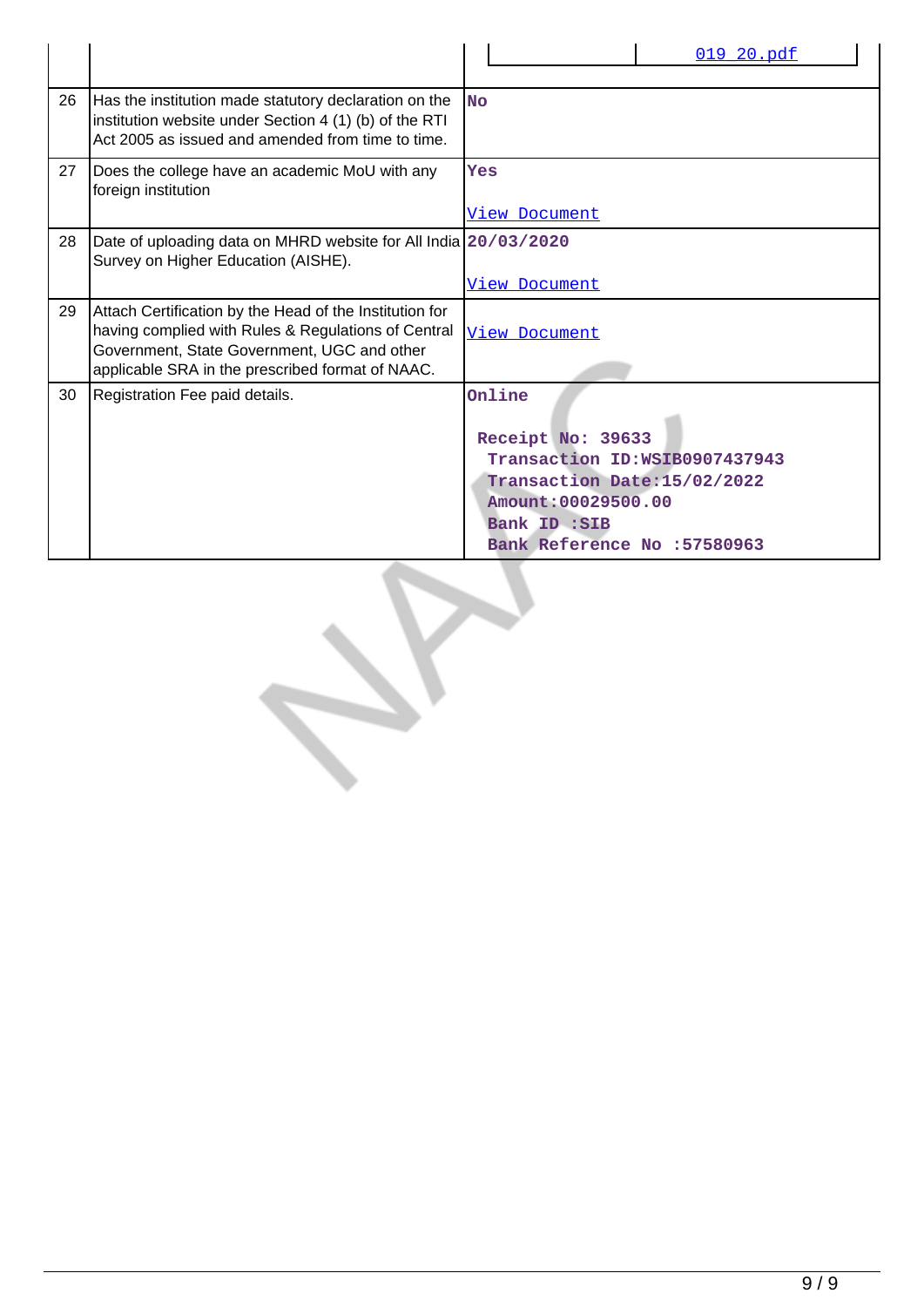| | | |
|---|---|---|
| | | 019 20.pdf |
| 26 | Has the institution made statutory declaration on the institution website under Section 4 (1) (b) of the RTI Act 2005 as issued and amended from time to time. | **No** |
| 27 | Does the college have an academic MoU with any foreign institution | **Yes**<br><br>View Document |
| 28 | Date of uploading data on MHRD website for All India Survey on Higher Education (AISHE). | **20/03/2020**<br><br>View Document |
| 29 | Attach Certification by the Head of the Institution for having complied with Rules & Regulations of Central Government, State Government, UGC and other applicable SRA in the prescribed format of NAAC. | View Document |
| 30 | Registration Fee paid details. | **Online**<br><br>**Receipt No: 39633**<br>**Transaction ID:WSIB0907437943**<br>**Transaction Date:15/02/2022**<br>**Amount:00029500.00**<br>**Bank ID :SIB**<br>**Bank Reference No :57580963** |